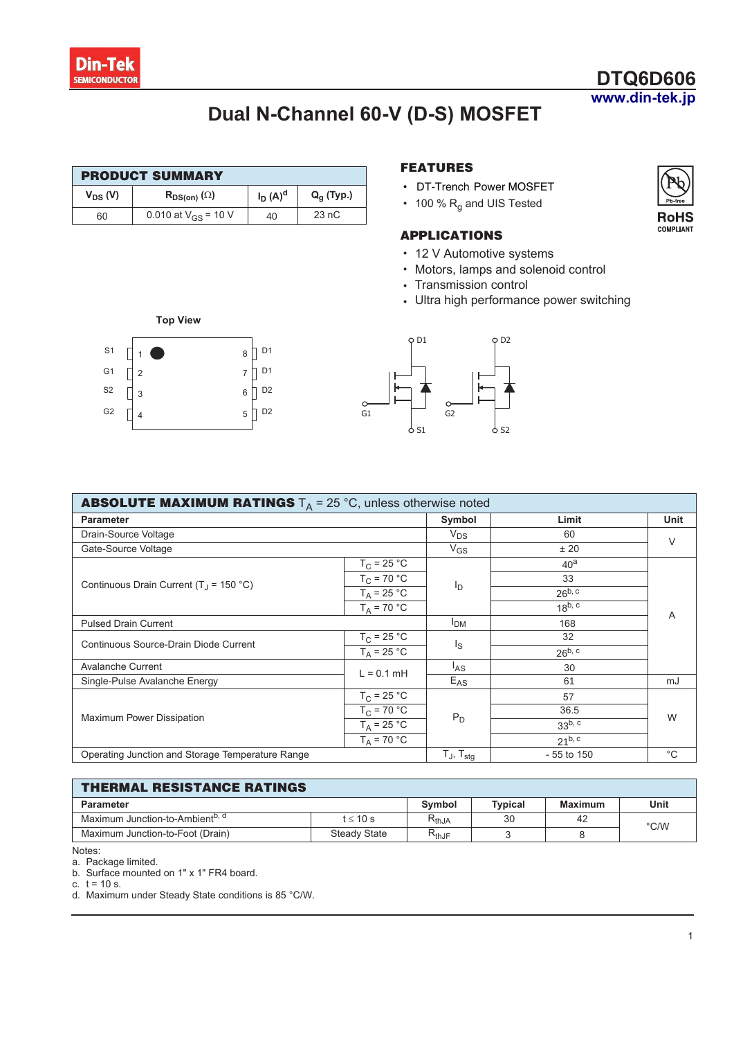Din-Tek SEMICONDUCTOR

# DTQ6D606

www.din-tek.jp

## Dual N-Channel 60-V (D-S) MOSFET

| PRODUCT SUMMARY | | | |
|---|---|---|---|
| $V_{DS}$ (V) | $R_{DS(on)}$ (Ω) | $I_D$ (A)[d] | $Q_g$ (Typ.) |
| 60 | 0.010 at $V_{GS}$ = 10 V | 40 | 23 nC |

### FEATURES

- DT-Trench Power MOSFET
- 100 % $R_g$ and UIS Tested

Pb-free RoHS COMPLIANT

### APPLICATIONS

- 12 V Automotive systems
- Motors, lamps and solenoid control
- Transmission control
- Ultra high performance power switching

Top View

S1 1, G1 2, S2 3, G2 4, D2 5, D2 6, D1 7, D1 8

D1, G1, S1, D2, G2, S2

| ABSOLUTE MAXIMUM RATINGS $T_A$ = 25 °C, unless otherwise noted | | | | |
|---|---|---|---|---|
| Parameter | | Symbol | Limit | Unit |
| Drain-Source Voltage | | $V_{DS}$ | 60 | V |
| Gate-Source Voltage | | $V_{GS}$ | ± 20 | |
| Continuous Drain Current ($T_J$ = 150 °C) | $T_C$ = 25 °C | $I_D$ | 40[a] | A |
| | $T_C$ = 70 °C | | 33 | |
| | $T_A$ = 25 °C | | 26[b, c] | |
| | $T_A$ = 70 °C | | 18[b, c] | |
| Pulsed Drain Current | | $I_{DM}$ | 168 | |
| Continuous Source-Drain Diode Current | $T_C$ = 25 °C | $I_S$ | 32 | |
| | $T_A$ = 25 °C | | 26[b, c] | |
| Avalanche Current | L = 0.1 mH | $I_{AS}$ | 30 | |
| Single-Pulse Avalanche Energy | | $E_{AS}$ | 61 | mJ |
| Maximum Power Dissipation | $T_C$ = 25 °C | $P_D$ | 57 | W |
| | $T_C$ = 70 °C | | 36.5 | |
| | $T_A$ = 25 °C | | 33[b, c] | |
| | $T_A$ = 70 °C | | 21[b, c] | |
| Operating Junction and Storage Temperature Range | | $T_J$, $T_{stg}$ | - 55 to 150 | °C |

| THERMAL RESISTANCE RATINGS | | | | | |
|---|---|---|---|---|---|
| Parameter | | Symbol | Typical | Maximum | Unit |
| Maximum Junction-to-Ambient[b, d] | t ≤ 10 s | $R_{thJA}$ | 30 | 42 | °C/W |
| Maximum Junction-to-Foot (Drain) | Steady State | $R_{thJF}$ | 3 | 8 | |

Notes:
a. Package limited.
b. Surface mounted on 1" x 1" FR4 board.
c. t = 10 s.
d. Maximum under Steady State conditions is 85 °C/W.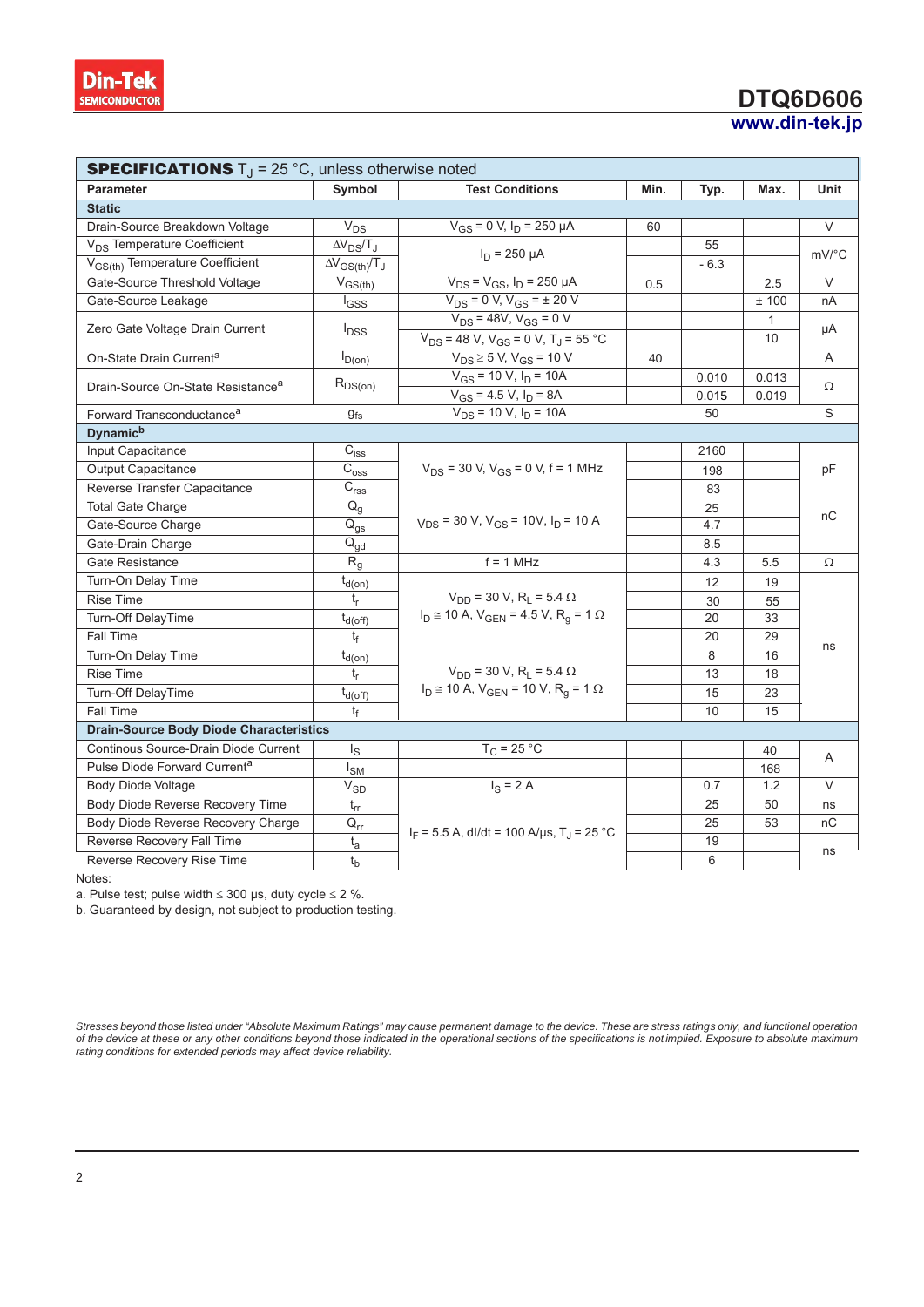**SPECIFICATIONS** $T_J$ = 25 °C, unless otherwise noted

| Parameter | Symbol | Test Conditions | Min. | Typ. | Max. | Unit |
|---|---|---|---|---|---|---|
| **Static** | | | | | | |
| Drain-Source Breakdown Voltage | $V_{DS}$ | $V_{GS}$ = 0 V, $I_D$ = 250 µA | 60 | | | V |
| $V_{DS}$ Temperature Coefficient | $\Delta V_{DS}/T_J$ | $I_D$ = 250 µA | | 55 | | mV/°C |
| $V_{GS(th)}$ Temperature Coefficient | $\Delta V_{GS(th)}/T_J$ | | | - 6.3 | | |
| Gate-Source Threshold Voltage | $V_{GS(th)}$ | $V_{DS}$ = $V_{GS}$, $I_D$ = 250 µA | 0.5 | | 2.5 | V |
| Gate-Source Leakage | $I_{GSS}$ | $V_{DS}$ = 0 V, $V_{GS}$ = ± 20 V | | | ± 100 | nA |
| Zero Gate Voltage Drain Current | $I_{DSS}$ | $V_{DS}$ = 48V, $V_{GS}$ = 0 V | | | 1 | µA |
| | | $V_{DS}$ = 48 V, $V_{GS}$ = 0 V, $T_J$ = 55 °C | | | 10 | |
| On-State Drain Current[a] | $I_{D(on)}$ | $V_{DS} \geq$ 5 V, $V_{GS}$ = 10 V | 40 | | | A |
| Drain-Source On-State Resistance[a] | $R_{DS(on)}$ | $V_{GS}$ = 10 V, $I_D$ = 10A | | 0.010 | 0.013 | Ω |
| | | $V_{GS}$ = 4.5 V, $I_D$ = 8A | | 0.015 | 0.019 | |
| Forward Transconductance[a] | $g_{fs}$ | $V_{DS}$ = 10 V, $I_D$ = 10A | | 50 | | S |
| **Dynamic[b]** | | | | | | |
| Input Capacitance | $C_{iss}$ | $V_{DS}$ = 30 V, $V_{GS}$ = 0 V, f = 1 MHz | | 2160 | | pF |
| Output Capacitance | $C_{oss}$ | | | 198 | | |
| Reverse Transfer Capacitance | $C_{rss}$ | | | 83 | | |
| Total Gate Charge | $Q_g$ | $V_{DS}$ = 30 V, $V_{GS}$ = 10V, $I_D$ = 10 A | | 25 | | nC |
| Gate-Source Charge | $Q_{gs}$ | | | 4.7 | | |
| Gate-Drain Charge | $Q_{gd}$ | | | 8.5 | | |
| Gate Resistance | $R_g$ | f = 1 MHz | | 4.3 | 5.5 | Ω |
| Turn-On Delay Time | $t_{d(on)}$ | $V_{DD}$ = 30 V, $R_L$ = 5.4 Ω, $I_D \cong$ 10 A, $V_{GEN}$ = 4.5 V, $R_g$ = 1 Ω | | 12 | 19 | ns |
| Rise Time | $t_r$ | | | 30 | 55 | |
| Turn-Off DelayTime | $t_{d(off)}$ | | | 20 | 33 | |
| Fall Time | $t_f$ | | | 20 | 29 | |
| Turn-On Delay Time | $t_{d(on)}$ | $V_{DD}$ = 30 V, $R_L$ = 5.4 Ω, $I_D \cong$ 10 A, $V_{GEN}$ = 10 V, $R_g$ = 1 Ω | | 8 | 16 | |
| Rise Time | $t_r$ | | | 13 | 18 | |
| Turn-Off DelayTime | $t_{d(off)}$ | | | 15 | 23 | |
| Fall Time | $t_f$ | | | 10 | 15 | |
| **Drain-Source Body Diode Characteristics** | | | | | | |
| Continous Source-Drain Diode Current | $I_S$ | $T_C$ = 25 °C | | | 40 | A |
| Pulse Diode Forward Current[a] | $I_{SM}$ | | | | 168 | |
| Body Diode Voltage | $V_{SD}$ | $I_S$ = 2 A | | 0.7 | 1.2 | V |
| Body Diode Reverse Recovery Time | $t_{rr}$ | $I_F$ = 5.5 A, dI/dt = 100 A/µs, $T_J$ = 25 °C | | 25 | 50 | ns |
| Body Diode Reverse Recovery Charge | $Q_{rr}$ | | | 25 | 53 | nC |
| Reverse Recovery Fall Time | $t_a$ | | | 19 | | ns |
| Reverse Recovery Rise Time | $t_b$ | | | 6 | | |

Notes:

a. Pulse test; pulse width ≤ 300 µs, duty cycle ≤ 2 %.

b. Guaranteed by design, not subject to production testing.

*Stresses beyond those listed under "Absolute Maximum Ratings" may cause permanent damage to the device. These are stress ratings only, and functional operation of the device at these or any other conditions beyond those indicated in the operational sections of the specifications is not implied. Exposure to absolute maximum rating conditions for extended periods may affect device reliability.*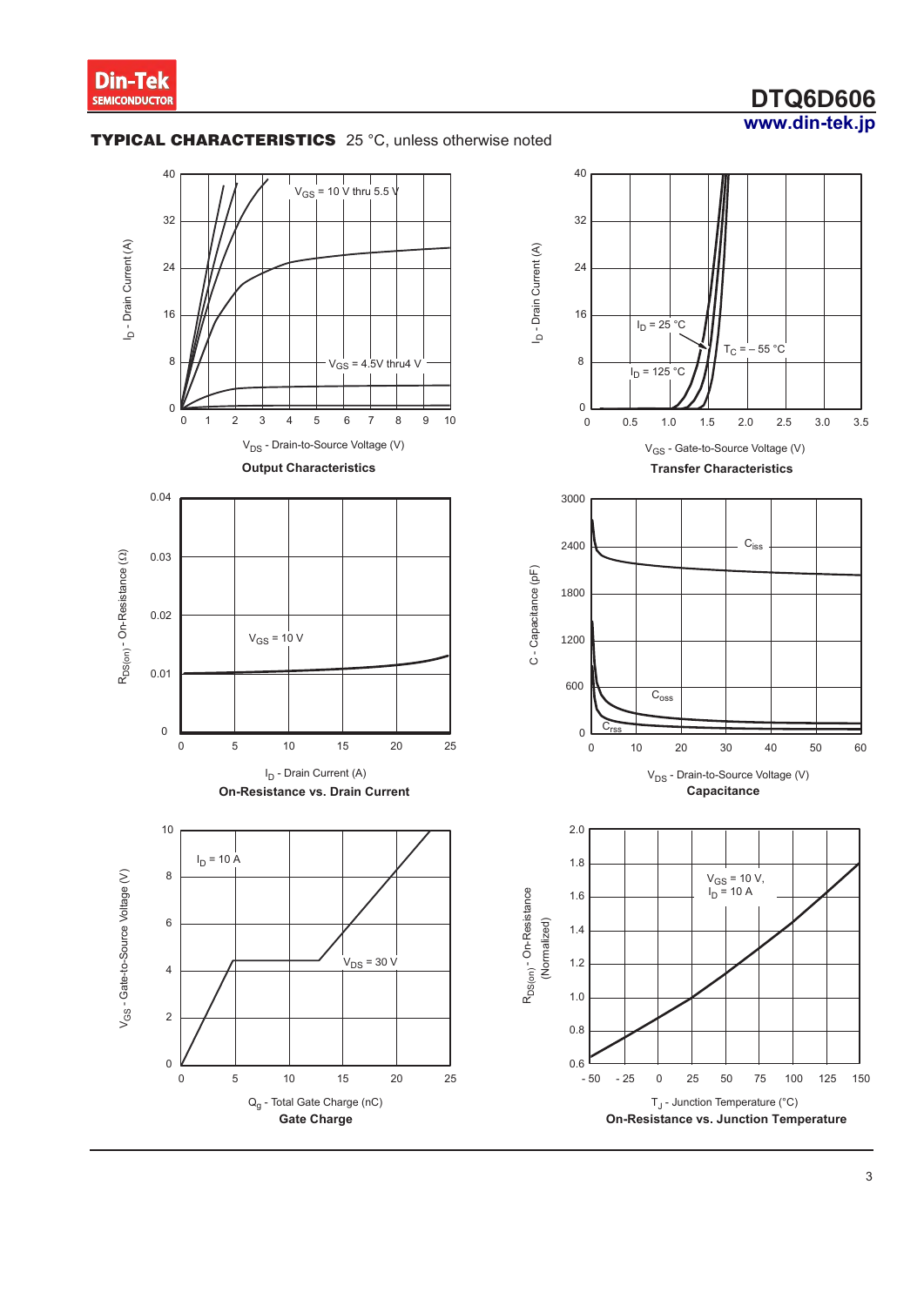## TYPICAL CHARACTERISTICS 25 °C, unless otherwise noted

40
32
24
16
8
0
0 1 2 3 4 5 6 7 8 9 10
$I_D$ - Drain Current (A)
$V_{GS}$ = 10 V thru 5.5 V
$V_{GS}$ = 4.5V thru4 V
$V_{DS}$ - Drain-to-Source Voltage (V)

**Output Characteristics**

40
32
24
16
8
0
0 0.5 1.0 1.5 2.0 2.5 3.0 3.5
$I_D$ - Drain Current (A)
$I_D$ = 25 °C
$T_C$ = – 55 °C
$I_D$ = 125 °C
$V_{GS}$ - Gate-to-Source Voltage (V)

**Transfer Characteristics**

0.04
0.03
0.02
0.01
0
0 5 10 15 20 25
$R_{DS(on)}$ - On-Resistance (Ω)
$V_{GS}$ = 10 V
$I_D$ - Drain Current (A)

**On-Resistance vs. Drain Current**

3000
2400
1800
1200
600
0
0 10 20 30 40 50 60
C - Capacitance (pF)
$C_{iss}$
$C_{oss}$
$C_{rss}$
$V_{DS}$ - Drain-to-Source Voltage (V)

**Capacitance**

10
8
6
4
2
0
0 5 10 15 20 25
$V_{GS}$ - Gate-to-Source Voltage (V)
$I_D$ = 10 A
$V_{DS}$ = 30 V
$Q_g$ - Total Gate Charge (nC)

**Gate Charge**

2.0
1.8
1.6
1.4
1.2
1.0
0.8
0.6
- 50 - 25 0 25 50 75 100 125 150
$R_{DS(on)}$ - On-Resistance (Normalized)
$V_{GS}$ = 10 V,
$I_D$ = 10 A
$T_J$ - Junction Temperature (°C)

**On-Resistance vs. Junction Temperature**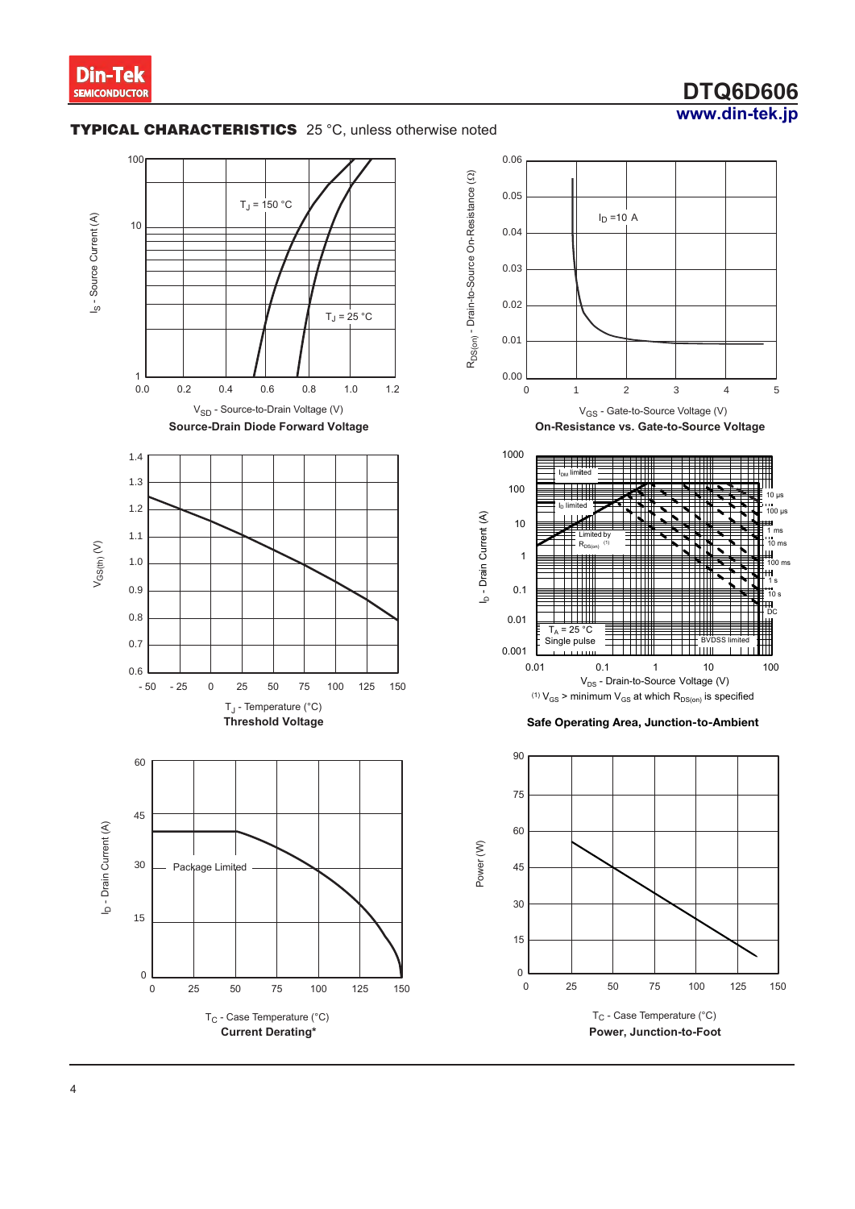## TYPICAL CHARACTERISTICS 25 °C, unless otherwise noted

$I_S$ - Source Current (A)

100
10
1

0.0 0.2 0.4 0.6 0.8 1.0 1.2

$T_J$ = 150 °C

$T_J$ = 25 °C

$V_{SD}$ - Source-to-Drain Voltage (V)

**Source-Drain Diode Forward Voltage**

$R_{DS(on)}$ - Drain-to-Source On-Resistance (Ω)

0.06
0.05
0.04
0.03
0.02
0.01
0.00

0 1 2 3 4 5

$I_D$ =10 A

$V_{GS}$ - Gate-to-Source Voltage (V)

**On-Resistance vs. Gate-to-Source Voltage**

$V_{GS(th)}$ (V)

1.4
1.3
1.2
1.1
1.0
0.9
0.8
0.7
0.6

- 50 - 25 0 25 50 75 100 125 150

$T_J$ - Temperature (°C)

**Threshold Voltage**

$I_D$ - Drain Current (A)

1000
100
10
1
0.1
0.01
0.001

0.01 0.1 1 10 100

$I_{DM}$ limited

$I_D$ limited

Limited by $R_{DS(on)}$ (1)

10 μs
100 μs
1 ms
10 ms
100 ms
1 s
10 s
DC

$T_A$ = 25 °C
Single pulse

BVDSS limited

$V_{DS}$ - Drain-to-Source Voltage (V)

(1) $V_{GS}$ > minimum $V_{GS}$ at which $R_{DS(on)}$ is specified

**Safe Operating Area, Junction-to-Ambient**

$I_D$ - Drain Current (A)

60
45
30
15
0

0 25 50 75 100 125 150

Package Limited

$T_C$ - Case Temperature (°C)

**Current Derating***

Power (W)

90
75
60
45
30
15
0

0 25 50 75 100 125 150

$T_C$ - Case Temperature (°C)

**Power, Junction-to-Foot**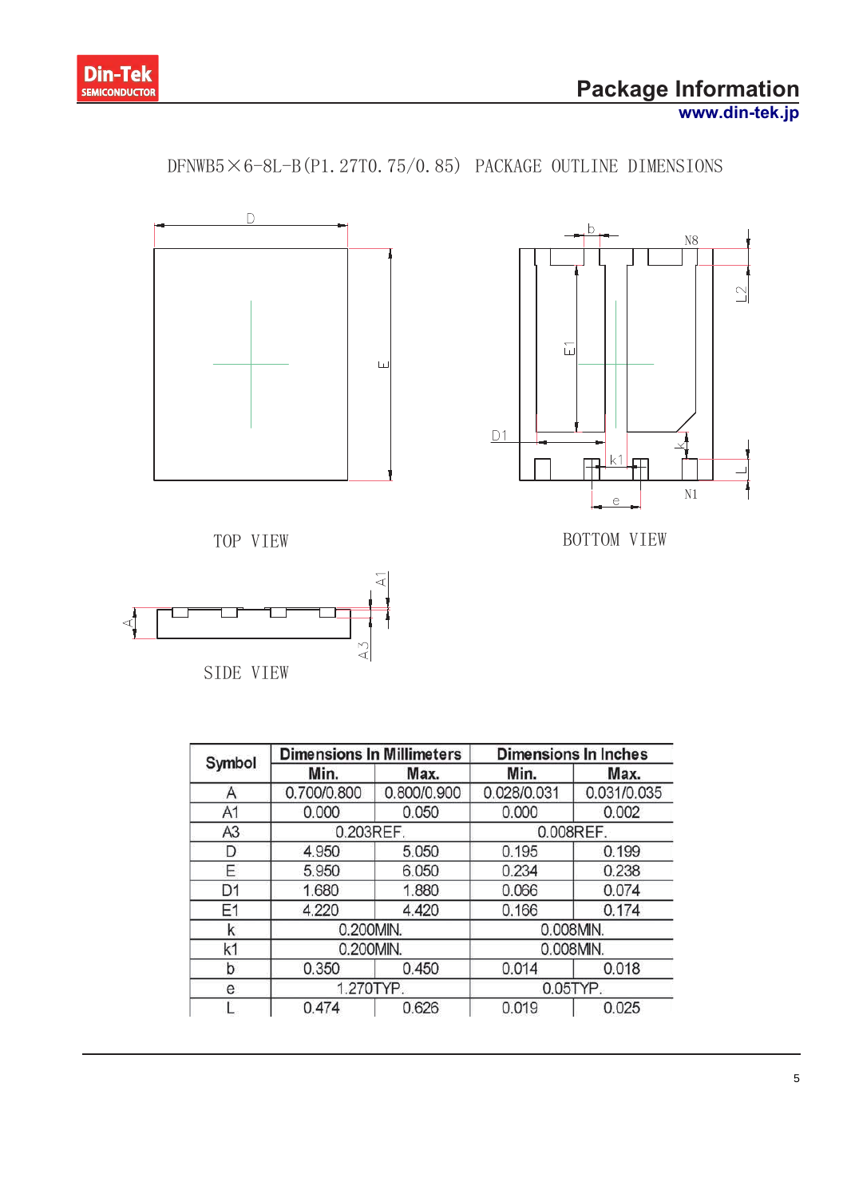# Package Information

DFNWB5×6-8L-B(P1.27T0.75/0.85) PACKAGE OUTLINE DIMENSIONS

D
E
b
N8
L2
E1
D1
k
k1
L
N1
e

TOP VIEW

BOTTOM VIEW

A
A1
A3

SIDE VIEW

| Symbol | Dimensions In Millimeters | | Dimensions In Inches | |
|---|---|---|---|---|
| | Min. | Max. | Min. | Max. |
| A | 0.700/0.800 | 0.800/0.900 | 0.028/0.031 | 0.031/0.035 |
| A1 | 0.000 | 0.050 | 0.000 | 0.002 |
| A3 | 0.203REF. | | 0.008REF. | |
| D | 4.950 | 5.050 | 0.195 | 0.199 |
| E | 5.950 | 6.050 | 0.234 | 0.238 |
| D1 | 1.680 | 1.880 | 0.066 | 0.074 |
| E1 | 4.220 | 4.420 | 0.166 | 0.174 |
| k | 0.200MIN. | | 0.008MIN. | |
| k1 | 0.200MIN. | | 0.008MIN. | |
| b | 0.350 | 0.450 | 0.014 | 0.018 |
| e | 1.270TYP. | | 0.05TYP. | |
| L | 0.474 | 0.626 | 0.019 | 0.025 |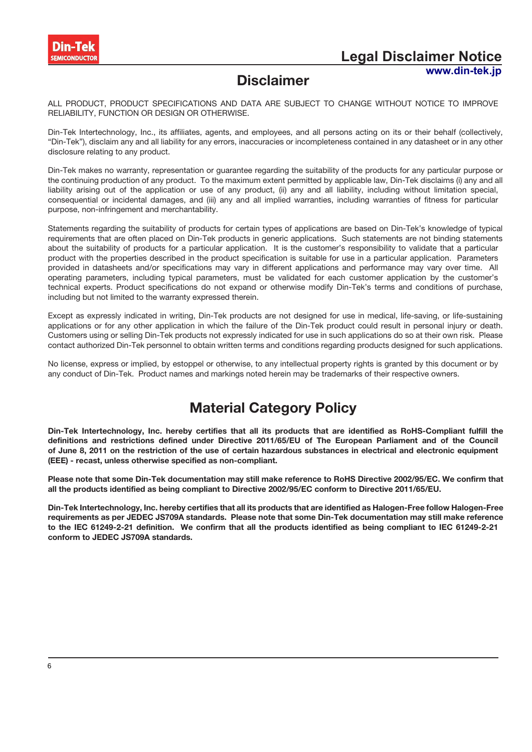# Disclaimer

ALL PRODUCT, PRODUCT SPECIFICATIONS AND DATA ARE SUBJECT TO CHANGE WITHOUT NOTICE TO IMPROVE RELIABILITY, FUNCTION OR DESIGN OR OTHERWISE.

Din-Tek Intertechnology, Inc., its affiliates, agents, and employees, and all persons acting on its or their behalf (collectively, “Din-Tek”), disclaim any and all liability for any errors, inaccuracies or incompleteness contained in any datasheet or in any other disclosure relating to any product.

Din-Tek makes no warranty, representation or guarantee regarding the suitability of the products for any particular purpose or the continuing production of any product. To the maximum extent permitted by applicable law, Din-Tek disclaims (i) any and all liability arising out of the application or use of any product, (ii) any and all liability, including without limitation special, consequential or incidental damages, and (iii) any and all implied warranties, including warranties of fitness for particular purpose, non-infringement and merchantability.

Statements regarding the suitability of products for certain types of applications are based on Din-Tek’s knowledge of typical requirements that are often placed on Din-Tek products in generic applications. Such statements are not binding statements about the suitability of products for a particular application. It is the customer’s responsibility to validate that a particular product with the properties described in the product specification is suitable for use in a particular application. Parameters provided in datasheets and/or specifications may vary in different applications and performance may vary over time. All operating parameters, including typical parameters, must be validated for each customer application by the customer’s technical experts. Product specifications do not expand or otherwise modify Din-Tek’s terms and conditions of purchase, including but not limited to the warranty expressed therein.

Except as expressly indicated in writing, Din-Tek products are not designed for use in medical, life-saving, or life-sustaining applications or for any other application in which the failure of the Din-Tek product could result in personal injury or death. Customers using or selling Din-Tek products not expressly indicated for use in such applications do so at their own risk. Please contact authorized Din-Tek personnel to obtain written terms and conditions regarding products designed for such applications.

No license, express or implied, by estoppel or otherwise, to any intellectual property rights is granted by this document or by any conduct of Din-Tek. Product names and markings noted herein may be trademarks of their respective owners.

# Material Category Policy

**Din-Tek Intertechnology, Inc. hereby certifies that all its products that are identified as RoHS-Compliant fulfill the definitions and restrictions defined under Directive 2011/65/EU of The European Parliament and of the Council of June 8, 2011 on the restriction of the use of certain hazardous substances in electrical and electronic equipment (EEE) - recast, unless otherwise specified as non-compliant.**

**Please note that some Din-Tek documentation may still make reference to RoHS Directive 2002/95/EC. We confirm that all the products identified as being compliant to Directive 2002/95/EC conform to Directive 2011/65/EU.**

**Din-Tek Intertechnology, Inc. hereby certifies that all its products that are identified as Halogen-Free follow Halogen-Free requirements as per JEDEC JS709A standards. Please note that some Din-Tek documentation may still make reference to the IEC 61249-2-21 definition. We confirm that all the products identified as being compliant to IEC 61249-2-21 conform to JEDEC JS709A standards.**